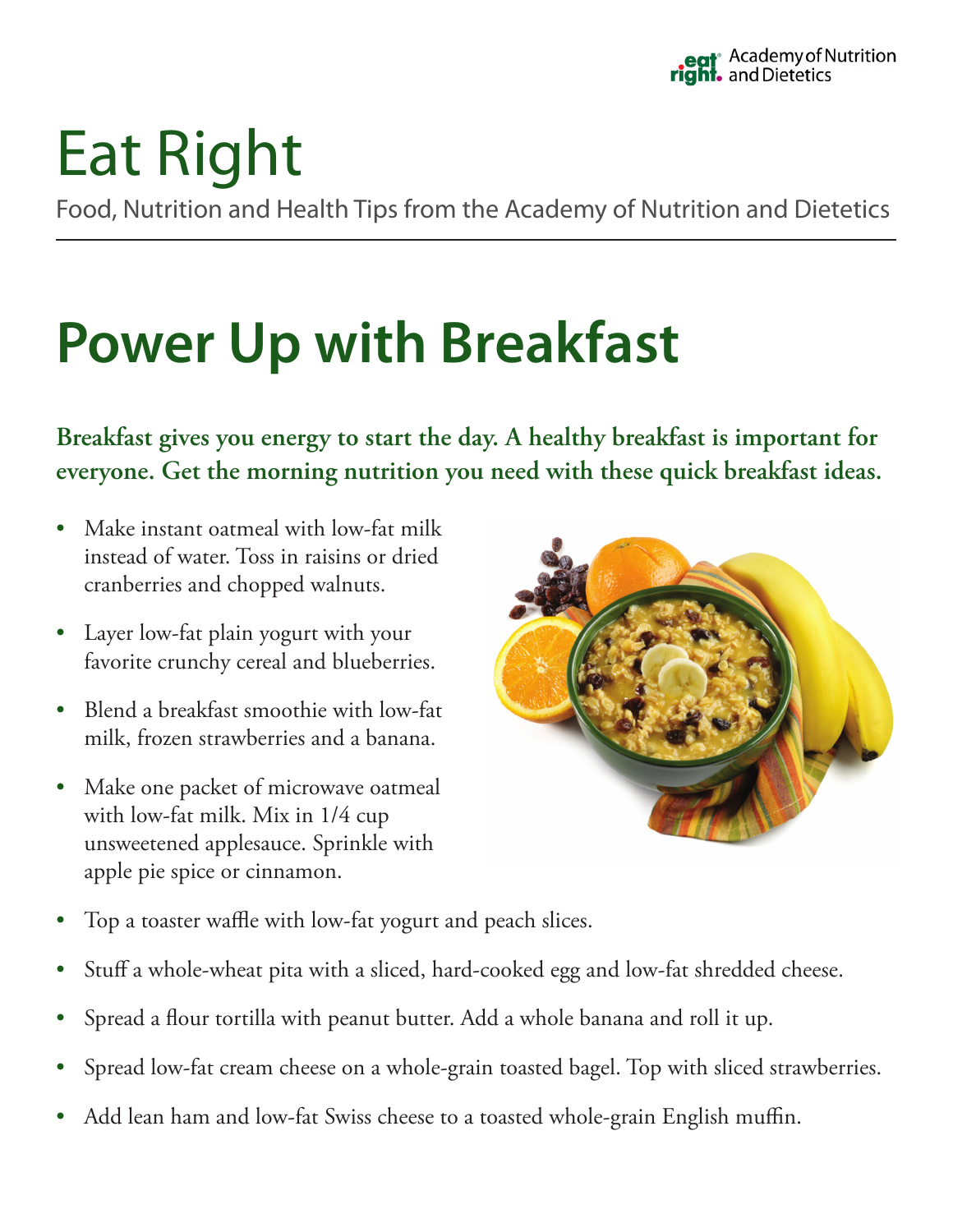Academy of Nutrition and Dietetics

# Eat Right

Food, Nutrition and Health Tips from the Academy of Nutrition and Dietetics

## Power Up with Breakfast

**Breakfast gives you energy to start the day. A healthy breakfast is important for everyone. Get the morning nutrition you need with these quick breakfast ideas.**

- Make instant oatmeal with low-fat milk instead of water. Toss in raisins or dried cranberries and chopped walnuts.
- Layer low-fat plain yogurt with your favorite crunchy cereal and blueberries.
- Blend a breakfast smoothie with low-fat milk, frozen strawberries and a banana.
- Make one packet of microwave oatmeal with low-fat milk. Mix in 1/4 cup unsweetened applesauce. Sprinkle with apple pie spice or cinnamon.
- Top a toaster waffle with low-fat yogurt and peach slices.
- Stuff a whole-wheat pita with a sliced, hard-cooked egg and low-fat shredded cheese.
- Spread a flour tortilla with peanut butter. Add a whole banana and roll it up.
- Spread low-fat cream cheese on a whole-grain toasted bagel. Top with sliced strawberries.
- Add lean ham and low-fat Swiss cheese to a toasted whole-grain English muffin.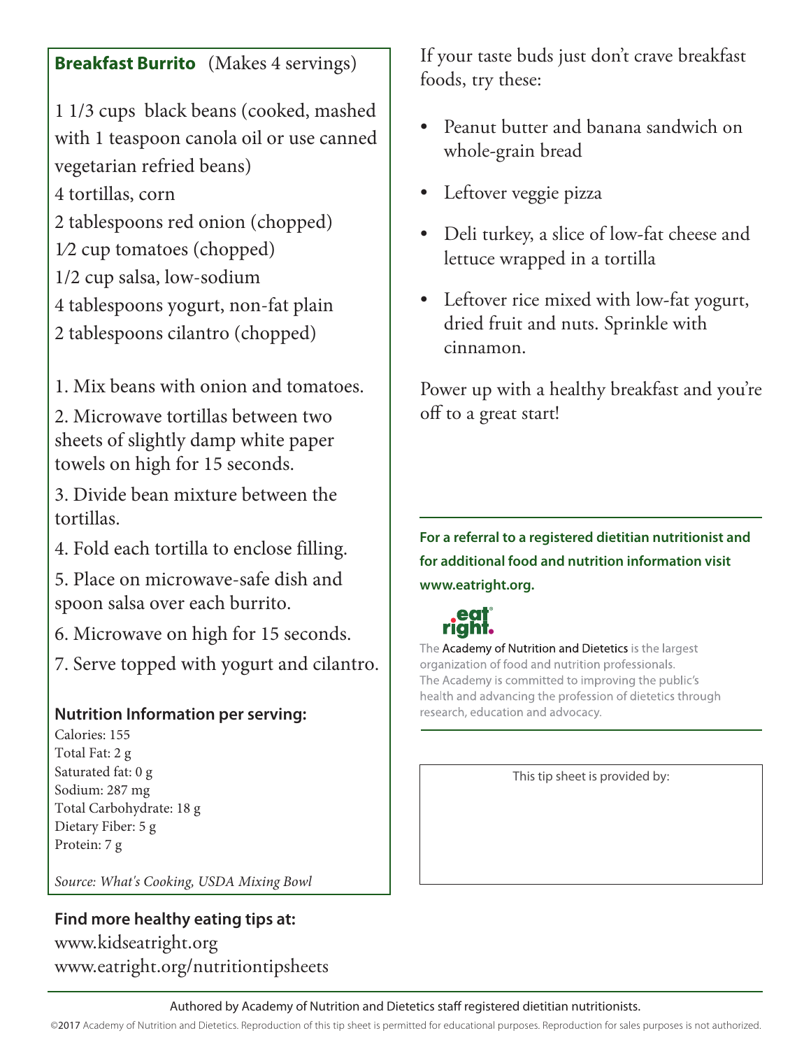**Breakfast Burrito** (Makes 4 servings)

1 1/3 cups black beans (cooked, mashed with 1 teaspoon canola oil or use canned vegetarian refried beans)
4 tortillas, corn
2 tablespoons red onion (chopped)
1⁄2 cup tomatoes (chopped)
1/2 cup salsa, low-sodium
4 tablespoons yogurt, non-fat plain
2 tablespoons cilantro (chopped)

1. Mix beans with onion and tomatoes.
2. Microwave tortillas between two sheets of slightly damp white paper towels on high for 15 seconds.
3. Divide bean mixture between the tortillas.
4. Fold each tortilla to enclose filling.
5. Place on microwave-safe dish and spoon salsa over each burrito.
6. Microwave on high for 15 seconds.
7. Serve topped with yogurt and cilantro.

**Nutrition Information per serving:**

Calories: 155
Total Fat: 2 g
Saturated fat: 0 g
Sodium: 287 mg
Total Carbohydrate: 18 g
Dietary Fiber: 5 g
Protein: 7 g

*Source: What's Cooking, USDA Mixing Bowl*

**Find more healthy eating tips at:**
www.kidseatright.org
www.eatright.org/nutritiontipsheets

If your taste buds just don't crave breakfast foods, try these:

- Peanut butter and banana sandwich on whole-grain bread
- Leftover veggie pizza
- Deli turkey, a slice of low-fat cheese and lettuce wrapped in a tortilla
- Leftover rice mixed with low-fat yogurt, dried fruit and nuts. Sprinkle with cinnamon.

Power up with a healthy breakfast and you're off to a great start!

**For a referral to a registered dietitian nutritionist and for additional food and nutrition information visit www.eatright.org.**

eat right.

The Academy of Nutrition and Dietetics is the largest organization of food and nutrition professionals. The Academy is committed to improving the public's health and advancing the profession of dietetics through research, education and advocacy.

This tip sheet is provided by:

Authored by Academy of Nutrition and Dietetics staff registered dietitian nutritionists.

©2017 Academy of Nutrition and Dietetics. Reproduction of this tip sheet is permitted for educational purposes. Reproduction for sales purposes is not authorized.